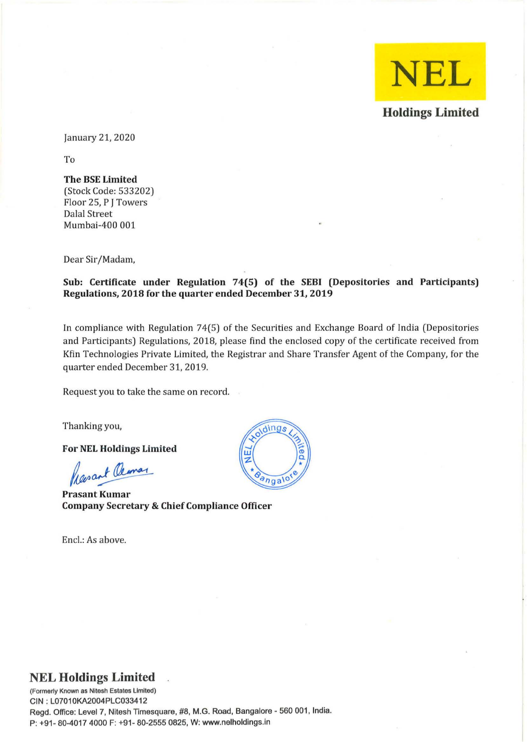NEL

**Holdings Limited**

January 21, 2020

To

**The BSE Limited**
(Stock Code: 533202)
Floor 25, P J Towers
Dalal Street
Mumbai-400 001

Dear Sir/Madam,

**Sub: Certificate under Regulation 74(5) of the SEBI (Depositories and Participants) Regulations, 2018 for the quarter ended December 31, 2019**

In compliance with Regulation 74(5) of the Securities and Exchange Board of India (Depositories and Participants) Regulations, 2018, please find the enclosed copy of the certificate received from Kfin Technologies Private Limited, the Registrar and Share Transfer Agent of the Company, for the quarter ended December 31, 2019.

Request you to take the same on record.

Thanking you,

**For NEL Holdings Limited**

**Prasant Kumar**
**Company Secretary & Chief Compliance Officer**

Encl.: As above.

**NEL Holdings Limited**
(Formerly Known as Nitesh Estates Limited)
CIN : L07010KA2004PLC033412
Regd. Office: Level 7, Nitesh Timesquare, #8, M.G. Road, Bangalore - 560 001, India.
P: +91- 80-4017 4000 F: +91- 80-2555 0825, W: www.nelholdings.in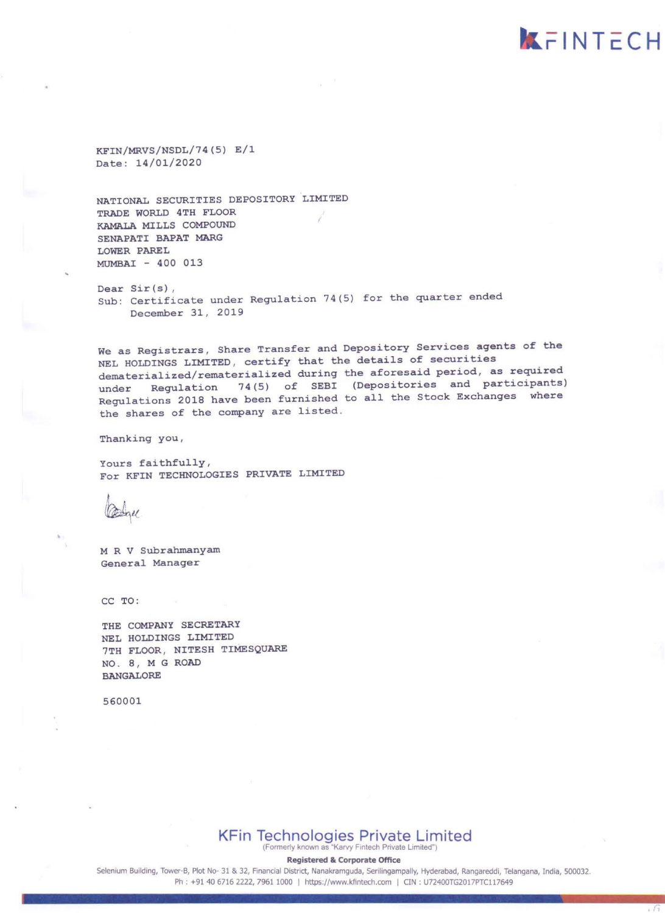KFIN/MRVS/NSDL/74(5) E/1
Date: 14/01/2020

NATIONAL SECURITIES DEPOSITORY LIMITED
TRADE WORLD 4TH FLOOR
KAMALA MILLS COMPOUND
SENAPATI BAPAT MARG
LOWER PAREL
MUMBAI - 400 013

Dear Sir(s),
Sub: Certificate under Regulation 74(5) for the quarter ended December 31, 2019

We as Registrars, Share Transfer and Depository Services agents of the NEL HOLDINGS LIMITED, certify that the details of securities dematerialized/rematerialized during the aforesaid period, as required under Regulation 74(5) of SEBI (Depositories and participants) Regulations 2018 have been furnished to all the Stock Exchanges where the shares of the company are listed.

Thanking you,

Yours faithfully,
For KFIN TECHNOLOGIES PRIVATE LIMITED

M R V Subrahmanyam
General Manager

CC TO:

THE COMPANY SECRETARY
NEL HOLDINGS LIMITED
7TH FLOOR, NITESH TIMESQUARE
NO. 8, M G ROAD
BANGALORE

560001

**KFin Technologies Private Limited**
(Formerly known as "Karvy Fintech Private Limited")

**Registered & Corporate Office**
Selenium Building, Tower-B, Plot No- 31 & 32, Financial District, Nanakramguda, Serilingampally, Hyderabad, Rangareddi, Telangana, India, 500032.
Ph : +91 40 6716 2222, 7961 1000 | https://www.kfintech.com | CIN : U72400TG2017PTC117649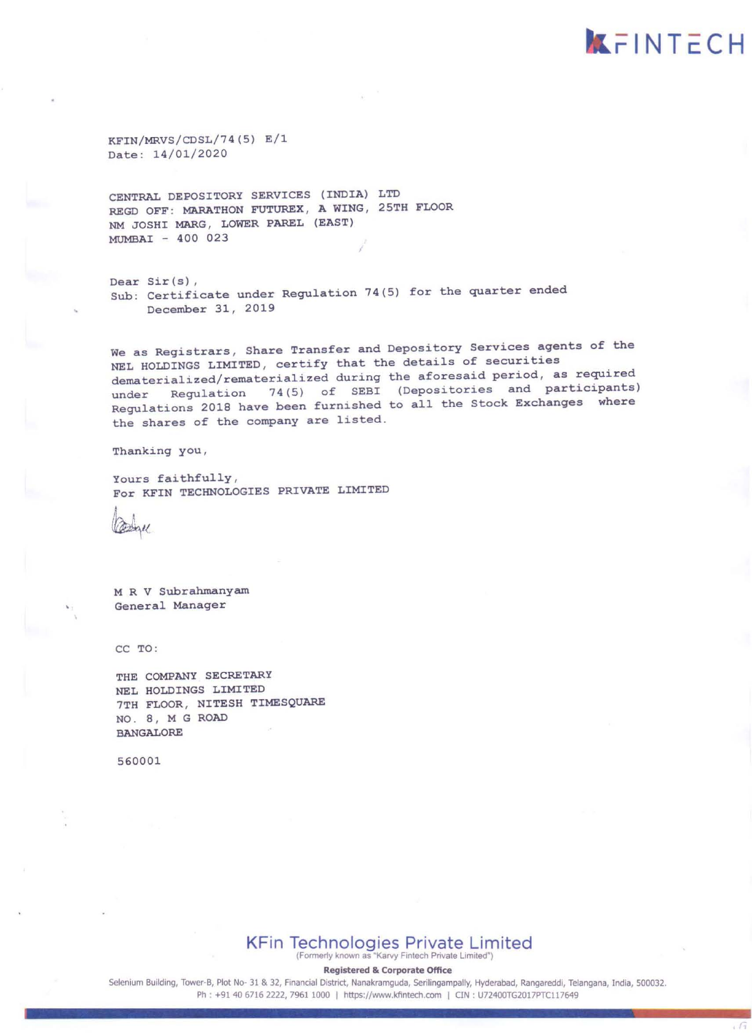KFINTECH

KFIN/MRVS/CDSL/74(5) E/1
Date: 14/01/2020

CENTRAL DEPOSITORY SERVICES (INDIA) LTD
REGD OFF: MARATHON FUTUREX, A WING, 25TH FLOOR
NM JOSHI MARG, LOWER PAREL (EAST)
MUMBAI - 400 023

Dear Sir(s),

Sub: Certificate under Regulation 74(5) for the quarter ended December 31, 2019

We as Registrars, Share Transfer and Depository Services agents of the NEL HOLDINGS LIMITED, certify that the details of securities dematerialized/rematerialized during the aforesaid period, as required under Regulation 74(5) of SEBI (Depositories and participants) Regulations 2018 have been furnished to all the Stock Exchanges where the shares of the company are listed.

Thanking you,

Yours faithfully,
For KFIN TECHNOLOGIES PRIVATE LIMITED

M R V Subrahmanyam
General Manager

CC TO:

THE COMPANY SECRETARY
NEL HOLDINGS LIMITED
7TH FLOOR, NITESH TIMESQUARE
NO. 8, M G ROAD
BANGALORE

560001

**KFin Technologies Private Limited**
(Formerly known as "Karvy Fintech Private Limited")

**Registered & Corporate Office**
Selenium Building, Tower-B, Plot No- 31 & 32, Financial District, Nanakramguda, Serilingampally, Hyderabad, Rangareddi, Telangana, India, 500032.
Ph : +91 40 6716 2222, 7961 1000 | https://www.kfintech.com | CIN : U72400TG2017PTC117649